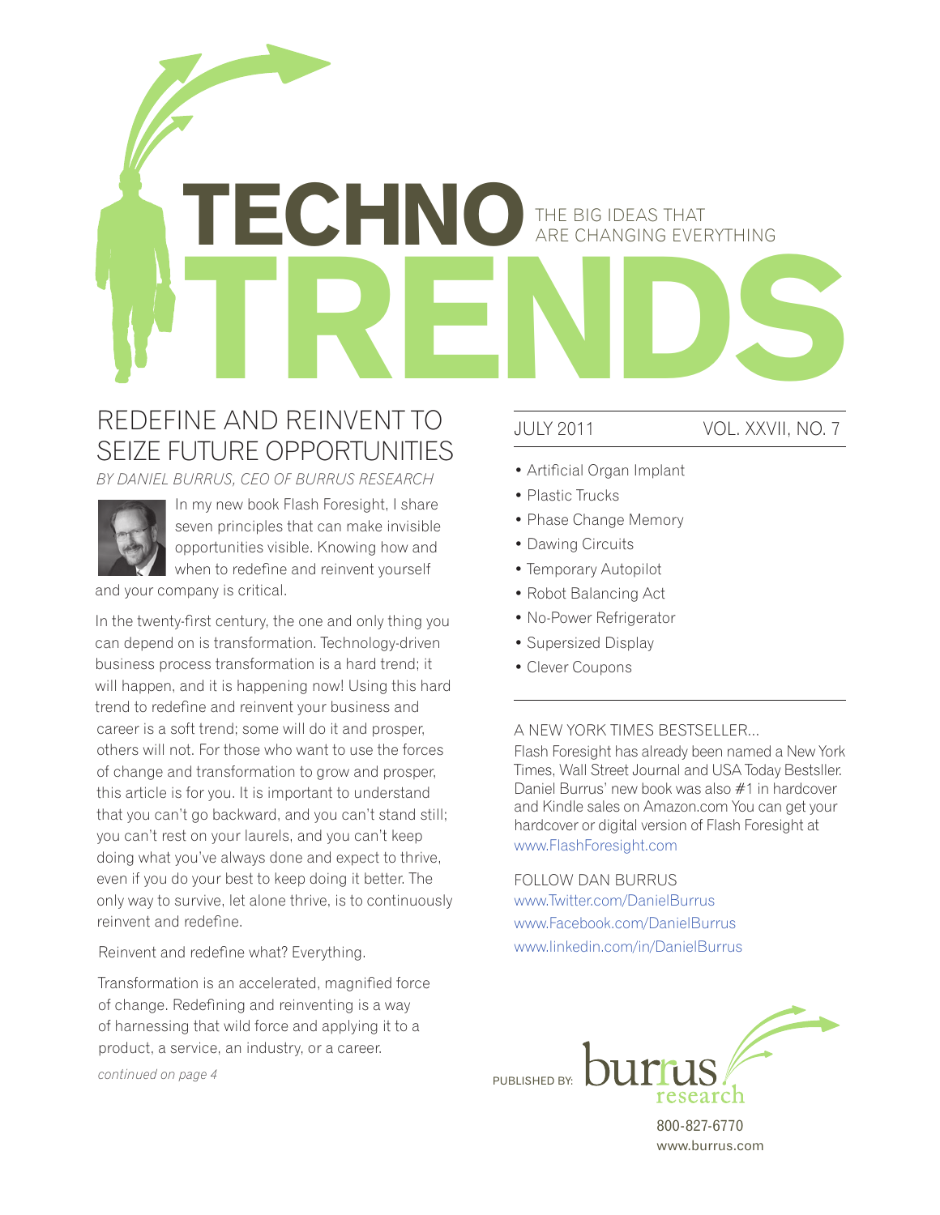# TECHNO TRENDS

THE BIG IDEAS THAT ARE CHANGING EVERYTHING

JULY 2011 VOL. XXVII, NO. 7

- Artificial Organ Implant
- Plastic Trucks
- Phase Change Memory
- Dawing Circuits
- Temporary Autopilot
- Robot Balancing Act
- No-Power Refrigerator
- Supersized Display
- Clever Coupons

## REDEFINE AND REINVENT TO SEIZE FUTURE OPPORTUNITIES

*BY DANIEL BURRUS, CEO OF BURRUS RESEARCH*

In my new book Flash Foresight, I share seven principles that can make invisible opportunities visible. Knowing how and when to redefine and reinvent yourself and your company is critical.

In the twenty-first century, the one and only thing you can depend on is transformation. Technology-driven business process transformation is a hard trend; it will happen, and it is happening now! Using this hard trend to redefine and reinvent your business and career is a soft trend; some will do it and prosper, others will not. For those who want to use the forces of change and transformation to grow and prosper, this article is for you. It is important to understand that you can't go backward, and you can't stand still; you can't rest on your laurels, and you can't keep doing what you've always done and expect to thrive, even if you do your best to keep doing it better. The only way to survive, let alone thrive, is to continuously reinvent and redefine.

Reinvent and redefine what? Everything.

Transformation is an accelerated, magnified force of change. Redefining and reinventing is a way of harnessing that wild force and applying it to a product, a service, an industry, or a career.

*continued on page 4*

A NEW YORK TIMES BESTSELLER...

Flash Foresight has already been named a New York Times, Wall Street Journal and USA Today Bestsller. Daniel Burrus' new book was also #1 in hardcover and Kindle sales on Amazon.com You can get your hardcover or digital version of Flash Foresight at www.FlashForesight.com

FOLLOW DAN BURRUS

www.Twitter.com/DanielBurrus

www.Facebook.com/DanielBurrus

www.linkedin.com/in/DanielBurrus

PUBLISHED BY: burrus research

800-827-6770

www.burrus.com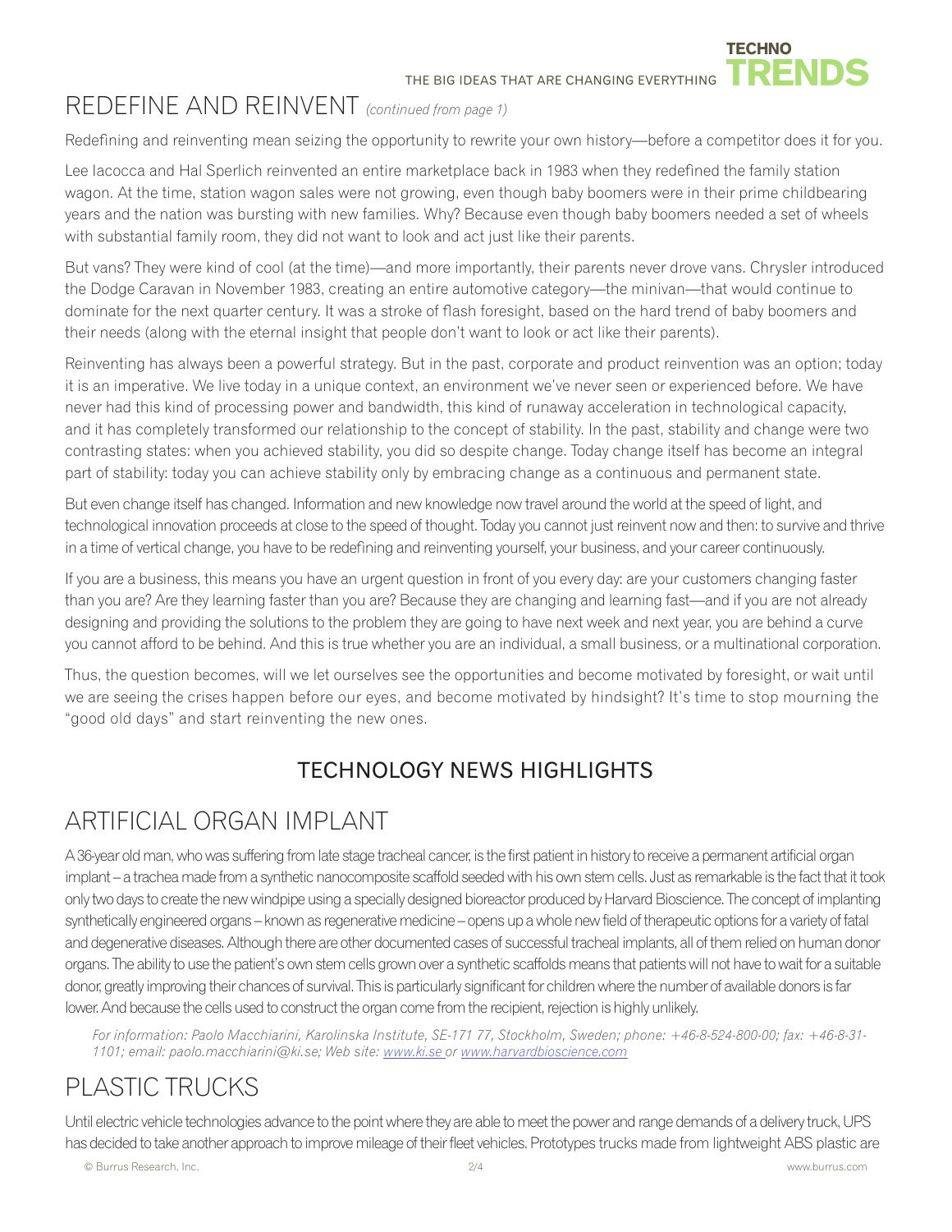## REDEFINE AND REINVENT *(continued from page 1)*

Redefining and reinventing mean seizing the opportunity to rewrite your own history—before a competitor does it for you.

Lee Iacocca and Hal Sperlich reinvented an entire marketplace back in 1983 when they redefined the family station wagon. At the time, station wagon sales were not growing, even though baby boomers were in their prime childbearing years and the nation was bursting with new families. Why? Because even though baby boomers needed a set of wheels with substantial family room, they did not want to look and act just like their parents.

But vans? They were kind of cool (at the time)—and more importantly, their parents never drove vans. Chrysler introduced the Dodge Caravan in November 1983, creating an entire automotive category—the minivan—that would continue to dominate for the next quarter century. It was a stroke of flash foresight, based on the hard trend of baby boomers and their needs (along with the eternal insight that people don't want to look or act like their parents).

Reinventing has always been a powerful strategy. But in the past, corporate and product reinvention was an option; today it is an imperative. We live today in a unique context, an environment we've never seen or experienced before. We have never had this kind of processing power and bandwidth, this kind of runaway acceleration in technological capacity, and it has completely transformed our relationship to the concept of stability. In the past, stability and change were two contrasting states: when you achieved stability, you did so despite change. Today change itself has become an integral part of stability: today you can achieve stability only by embracing change as a continuous and permanent state.

But even change itself has changed. Information and new knowledge now travel around the world at the speed of light, and technological innovation proceeds at close to the speed of thought. Today you cannot just reinvent now and then: to survive and thrive in a time of vertical change, you have to be redefining and reinventing yourself, your business, and your career continuously.

If you are a business, this means you have an urgent question in front of you every day: are your customers changing faster than you are? Are they learning faster than you are? Because they are changing and learning fast—and if you are not already designing and providing the solutions to the problem they are going to have next week and next year, you are behind a curve you cannot afford to be behind. And this is true whether you are an individual, a small business, or a multinational corporation.

Thus, the question becomes, will we let ourselves see the opportunities and become motivated by foresight, or wait until we are seeing the crises happen before our eyes, and become motivated by hindsight? It's time to stop mourning the "good old days" and start reinventing the new ones.

# TECHNOLOGY NEWS HIGHLIGHTS

## ARTIFICIAL ORGAN IMPLANT

A 36-year old man, who was suffering from late stage tracheal cancer, is the first patient in history to receive a permanent artificial organ implant – a trachea made from a synthetic nanocomposite scaffold seeded with his own stem cells. Just as remarkable is the fact that it took only two days to create the new windpipe using a specially designed bioreactor produced by Harvard Bioscience. The concept of implanting synthetically engineered organs – known as regenerative medicine – opens up a whole new field of therapeutic options for a variety of fatal and degenerative diseases. Although there are other documented cases of successful tracheal implants, all of them relied on human donor organs. The ability to use the patient's own stem cells grown over a synthetic scaffolds means that patients will not have to wait for a suitable donor, greatly improving their chances of survival. This is particularly significant for children where the number of available donors is far lower. And because the cells used to construct the organ come from the recipient, rejection is highly unlikely.

*For information: Paolo Macchiarini, Karolinska Institute, SE-171 77, Stockholm, Sweden; phone: +46-8-524-800-00; fax: +46-8-31-1101; email: paolo.macchiarini@ki.se; Web site: www.ki.se or www.harvardbioscience.com*

## PLASTIC TRUCKS

Until electric vehicle technologies advance to the point where they are able to meet the power and range demands of a delivery truck, UPS has decided to take another approach to improve mileage of their fleet vehicles. Prototypes trucks made from lightweight ABS plastic are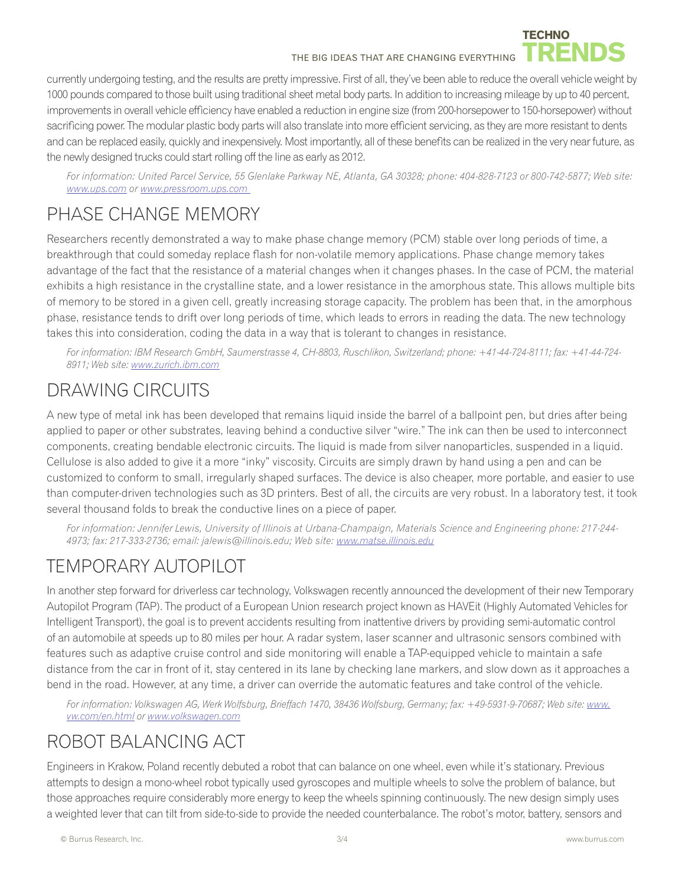currently undergoing testing, and the results are pretty impressive. First of all, they've been able to reduce the overall vehicle weight by 1000 pounds compared to those built using traditional sheet metal body parts. In addition to increasing mileage by up to 40 percent, improvements in overall vehicle efficiency have enabled a reduction in engine size (from 200-horsepower to 150-horsepower) without sacrificing power. The modular plastic body parts will also translate into more efficient servicing, as they are more resistant to dents and can be replaced easily, quickly and inexpensively. Most importantly, all of these benefits can be realized in the very near future, as the newly designed trucks could start rolling off the line as early as 2012.

*For information: United Parcel Service, 55 Glenlake Parkway NE, Atlanta, GA 30328; phone: 404-828-7123 or 800-742-5877; Web site: www.ups.com or www.pressroom.ups.com*

## PHASE CHANGE MEMORY

Researchers recently demonstrated a way to make phase change memory (PCM) stable over long periods of time, a breakthrough that could someday replace flash for non-volatile memory applications. Phase change memory takes advantage of the fact that the resistance of a material changes when it changes phases. In the case of PCM, the material exhibits a high resistance in the crystalline state, and a lower resistance in the amorphous state. This allows multiple bits of memory to be stored in a given cell, greatly increasing storage capacity. The problem has been that, in the amorphous phase, resistance tends to drift over long periods of time, which leads to errors in reading the data. The new technology takes this into consideration, coding the data in a way that is tolerant to changes in resistance.

*For information: IBM Research GmbH, Saumerstrasse 4, CH-8803, Ruschlikon, Switzerland; phone: +41-44-724-8111; fax: +41-44-724-8911; Web site: www.zurich.ibm.com*

## DRAWING CIRCUITS

A new type of metal ink has been developed that remains liquid inside the barrel of a ballpoint pen, but dries after being applied to paper or other substrates, leaving behind a conductive silver "wire." The ink can then be used to interconnect components, creating bendable electronic circuits. The liquid is made from silver nanoparticles, suspended in a liquid. Cellulose is also added to give it a more "inky" viscosity. Circuits are simply drawn by hand using a pen and can be customized to conform to small, irregularly shaped surfaces. The device is also cheaper, more portable, and easier to use than computer-driven technologies such as 3D printers. Best of all, the circuits are very robust. In a laboratory test, it took several thousand folds to break the conductive lines on a piece of paper.

*For information: Jennifer Lewis, University of Illinois at Urbana-Champaign, Materials Science and Engineering phone: 217-244-4973; fax: 217-333-2736; email: jalewis@illinois.edu; Web site: www.matse.illinois.edu*

## TEMPORARY AUTOPILOT

In another step forward for driverless car technology, Volkswagen recently announced the development of their new Temporary Autopilot Program (TAP). The product of a European Union research project known as HAVEit (Highly Automated Vehicles for Intelligent Transport), the goal is to prevent accidents resulting from inattentive drivers by providing semi-automatic control of an automobile at speeds up to 80 miles per hour. A radar system, laser scanner and ultrasonic sensors combined with features such as adaptive cruise control and side monitoring will enable a TAP-equipped vehicle to maintain a safe distance from the car in front of it, stay centered in its lane by checking lane markers, and slow down as it approaches a bend in the road. However, at any time, a driver can override the automatic features and take control of the vehicle.

*For information: Volkswagen AG, Werk Wolfsburg, Brieffach 1470, 38436 Wolfsburg, Germany; fax: +49-5931-9-70687; Web site: www.vw.com/en.html or www.volkswagen.com*

## ROBOT BALANCING ACT

Engineers in Krakow, Poland recently debuted a robot that can balance on one wheel, even while it's stationary. Previous attempts to design a mono-wheel robot typically used gyroscopes and multiple wheels to solve the problem of balance, but those approaches require considerably more energy to keep the wheels spinning continuously. The new design simply uses a weighted lever that can tilt from side-to-side to provide the needed counterbalance. The robot's motor, battery, sensors and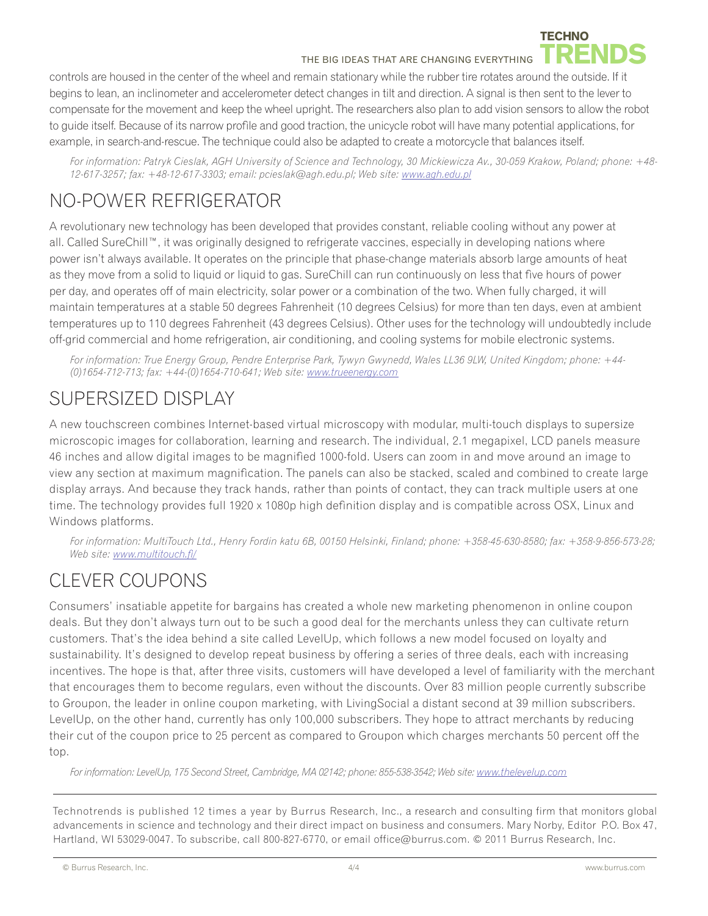controls are housed in the center of the wheel and remain stationary while the rubber tire rotates around the outside. If it begins to lean, an inclinometer and accelerometer detect changes in tilt and direction. A signal is then sent to the lever to compensate for the movement and keep the wheel upright. The researchers also plan to add vision sensors to allow the robot to guide itself. Because of its narrow profile and good traction, the unicycle robot will have many potential applications, for example, in search-and-rescue. The technique could also be adapted to create a motorcycle that balances itself.

*For information: Patryk Cieslak, AGH University of Science and Technology, 30 Mickiewicza Av., 30-059 Krakow, Poland; phone: +48-12-617-3257; fax: +48-12-617-3303; email: pcieslak@agh.edu.pl; Web site: www.agh.edu.pl*

## NO-POWER REFRIGERATOR

A revolutionary new technology has been developed that provides constant, reliable cooling without any power at all. Called SureChill™, it was originally designed to refrigerate vaccines, especially in developing nations where power isn't always available. It operates on the principle that phase-change materials absorb large amounts of heat as they move from a solid to liquid or liquid to gas. SureChill can run continuously on less that five hours of power per day, and operates off of main electricity, solar power or a combination of the two. When fully charged, it will maintain temperatures at a stable 50 degrees Fahrenheit (10 degrees Celsius) for more than ten days, even at ambient temperatures up to 110 degrees Fahrenheit (43 degrees Celsius). Other uses for the technology will undoubtedly include off-grid commercial and home refrigeration, air conditioning, and cooling systems for mobile electronic systems.

*For information: True Energy Group, Pendre Enterprise Park, Tywyn Gwynedd, Wales LL36 9LW, United Kingdom; phone: +44-(0)1654-712-713; fax: +44-(0)1654-710-641; Web site: www.trueenergy.com*

## SUPERSIZED DISPLAY

A new touchscreen combines Internet-based virtual microscopy with modular, multi-touch displays to supersize microscopic images for collaboration, learning and research. The individual, 2.1 megapixel, LCD panels measure 46 inches and allow digital images to be magnified 1000-fold. Users can zoom in and move around an image to view any section at maximum magnification. The panels can also be stacked, scaled and combined to create large display arrays. And because they track hands, rather than points of contact, they can track multiple users at one time. The technology provides full 1920 x 1080p high definition display and is compatible across OSX, Linux and Windows platforms.

*For information: MultiTouch Ltd., Henry Fordin katu 6B, 00150 Helsinki, Finland; phone: +358-45-630-8580; fax: +358-9-856-573-28; Web site: www.multitouch.fi/*

## CLEVER COUPONS

Consumers' insatiable appetite for bargains has created a whole new marketing phenomenon in online coupon deals. But they don't always turn out to be such a good deal for the merchants unless they can cultivate return customers. That's the idea behind a site called LevelUp, which follows a new model focused on loyalty and sustainability. It's designed to develop repeat business by offering a series of three deals, each with increasing incentives. The hope is that, after three visits, customers will have developed a level of familiarity with the merchant that encourages them to become regulars, even without the discounts. Over 83 million people currently subscribe to Groupon, the leader in online coupon marketing, with LivingSocial a distant second at 39 million subscribers. LevelUp, on the other hand, currently has only 100,000 subscribers. They hope to attract merchants by reducing their cut of the coupon price to 25 percent as compared to Groupon which charges merchants 50 percent off the top.

*For information: LevelUp, 175 Second Street, Cambridge, MA 02142; phone: 855-538-3542; Web site: www.thelevelup.com*

---

Technotrends is published 12 times a year by Burrus Research, Inc., a research and consulting firm that monitors global advancements in science and technology and their direct impact on business and consumers. Mary Norby, Editor P.O. Box 47, Hartland, WI 53029-0047. To subscribe, call 800-827-6770, or email office@burrus.com. © 2011 Burrus Research, Inc.